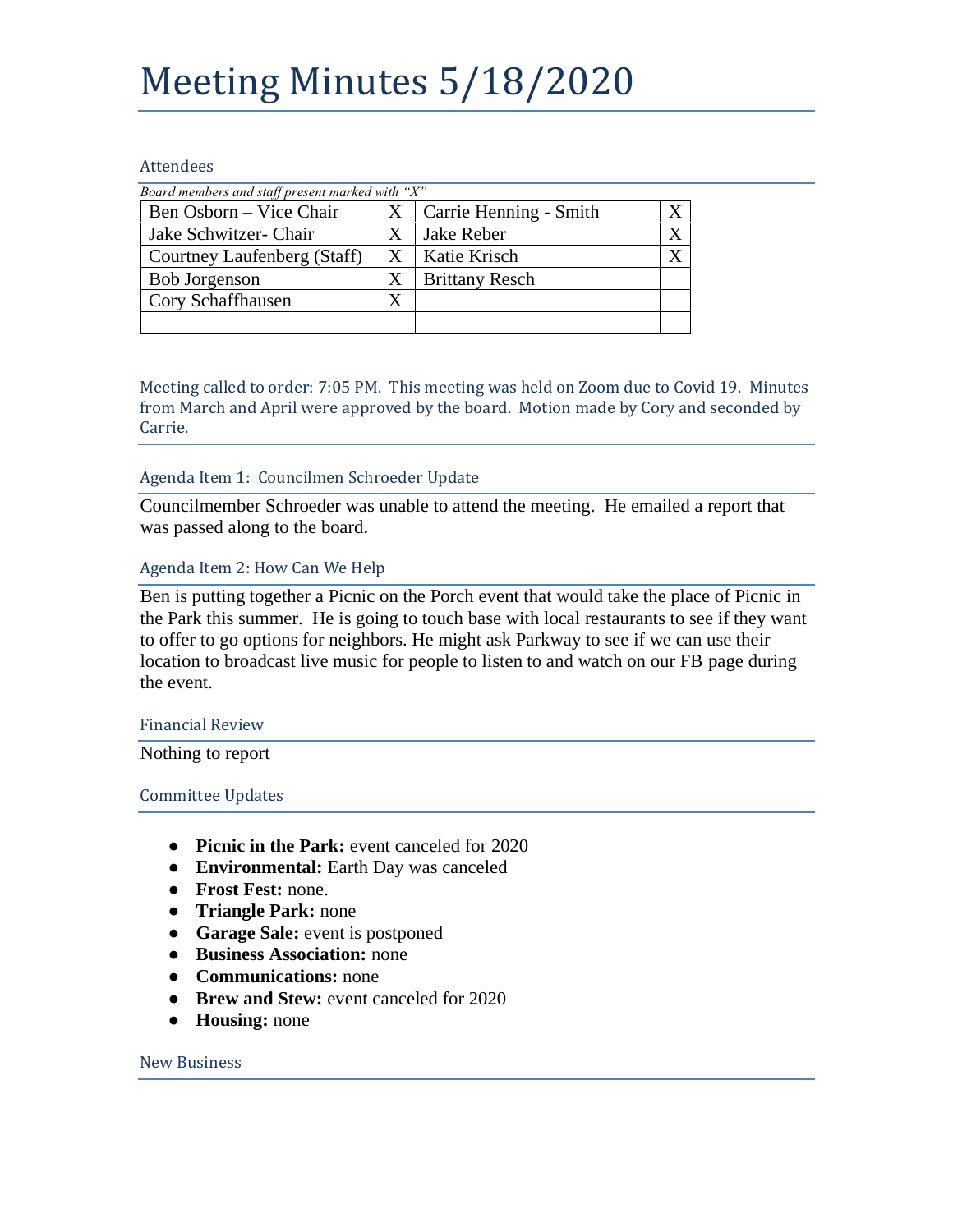# Meeting Minutes 5/18/2020

## Attendees

*Board members and staff present marked with "X"*

| | | | |
|---|---|---|---|
| Ben Osborn – Vice Chair | X | Carrie Henning - Smith | X |
| Jake Schwitzer- Chair | X | Jake Reber | X |
| Courtney Laufenberg (Staff) | X | Katie Krisch | X |
| Bob Jorgenson | X | Brittany Resch | |
| Cory Schaffhausen | X | | |
| | | | |

Meeting called to order: 7:05 PM. This meeting was held on Zoom due to Covid 19. Minutes from March and April were approved by the board. Motion made by Cory and seconded by Carrie.

## Agenda Item 1: Councilmen Schroeder Update

Councilmember Schroeder was unable to attend the meeting. He emailed a report that was passed along to the board.

## Agenda Item 2: How Can We Help

Ben is putting together a Picnic on the Porch event that would take the place of Picnic in the Park this summer. He is going to touch base with local restaurants to see if they want to offer to go options for neighbors. He might ask Parkway to see if we can use their location to broadcast live music for people to listen to and watch on our FB page during the event.

## Financial Review

Nothing to report

## Committee Updates

- **Picnic in the Park:** event canceled for 2020
- **Environmental:** Earth Day was canceled
- **Frost Fest:** none.
- **Triangle Park:** none
- **Garage Sale:** event is postponed
- **Business Association:** none
- **Communications:** none
- **Brew and Stew:** event canceled for 2020
- **Housing:** none

## New Business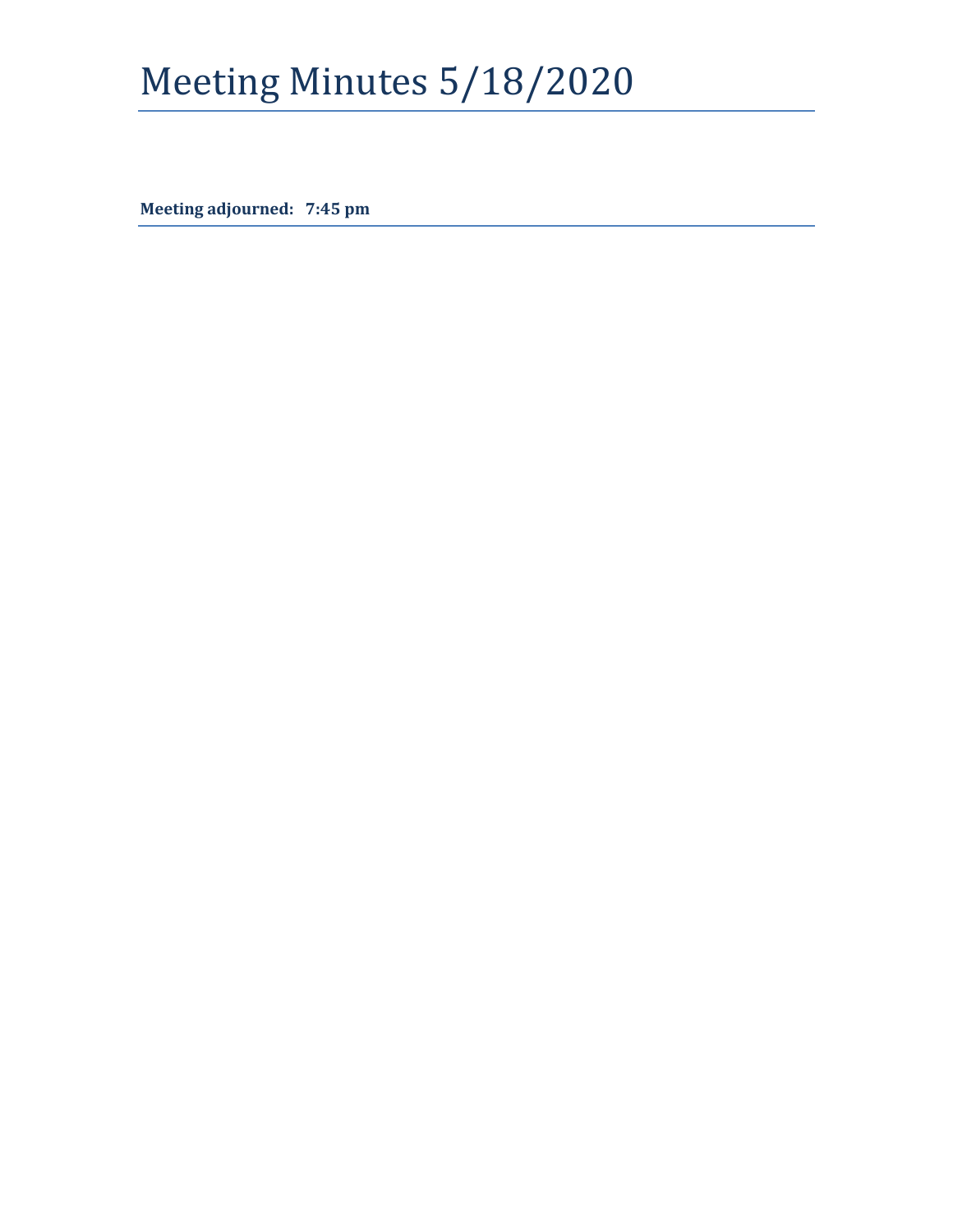# Meeting Minutes 5/18/2020

**Meeting adjourned: 7:45 pm**